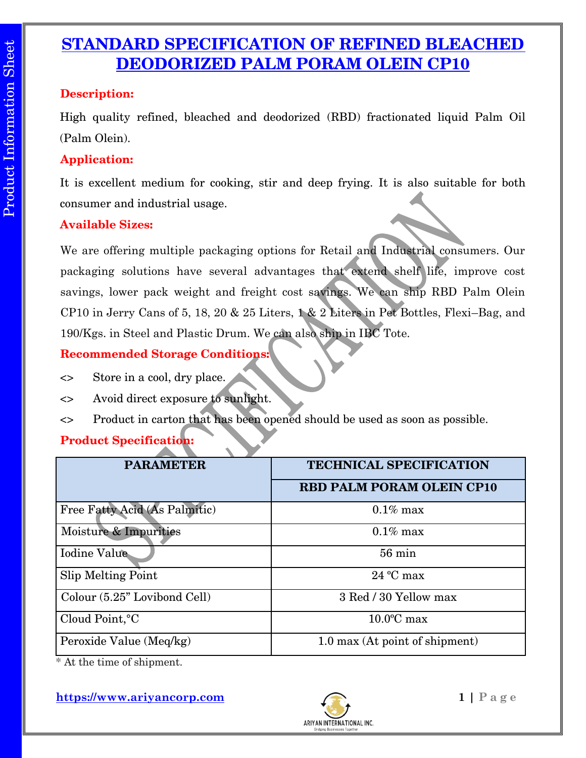# STANDARD SPECIFICATION OF REFINED BLEACHED DEODORIZED PALM PORAM OLEIN CP10

**Description:**

High quality refined, bleached and deodorized (RBD) fractionated liquid Palm Oil (Palm Olein).

**Application:**

It is excellent medium for cooking, stir and deep frying. It is also suitable for both consumer and industrial usage.

**Available Sizes:**

We are offering multiple packaging options for Retail and Industrial consumers. Our packaging solutions have several advantages that extend shelf life, improve cost savings, lower pack weight and freight cost savings. We can ship RBD Palm Olein CP10 in Jerry Cans of 5, 18, 20 & 25 Liters, 1 & 2 Liters in Pet Bottles, Flexi–Bag, and 190/Kgs. in Steel and Plastic Drum. We can also ship in IBC Tote.

**Recommended Storage Conditions:**

- Store in a cool, dry place.
- Avoid direct exposure to sunlight.
- Product in carton that has been opened should be used as soon as possible.

**Product Specification:**

| PARAMETER | TECHNICAL SPECIFICATION |
|---|---|
| | RBD PALM PORAM OLEIN CP10 |
| Free Fatty Acid (As Palmitic) | 0.1% max |
| Moisture & Impurities | 0.1% max |
| Iodine Value | 56 min |
| Slip Melting Point | 24 ºC max |
| Colour (5.25” Lovibond Cell) | 3 Red / 30 Yellow max |
| Cloud Point,°C | 10.0ºC max |
| Peroxide Value (Meq/kg) | 1.0 max (At point of shipment) |

* At the time of shipment.

https://www.ariyancorp.com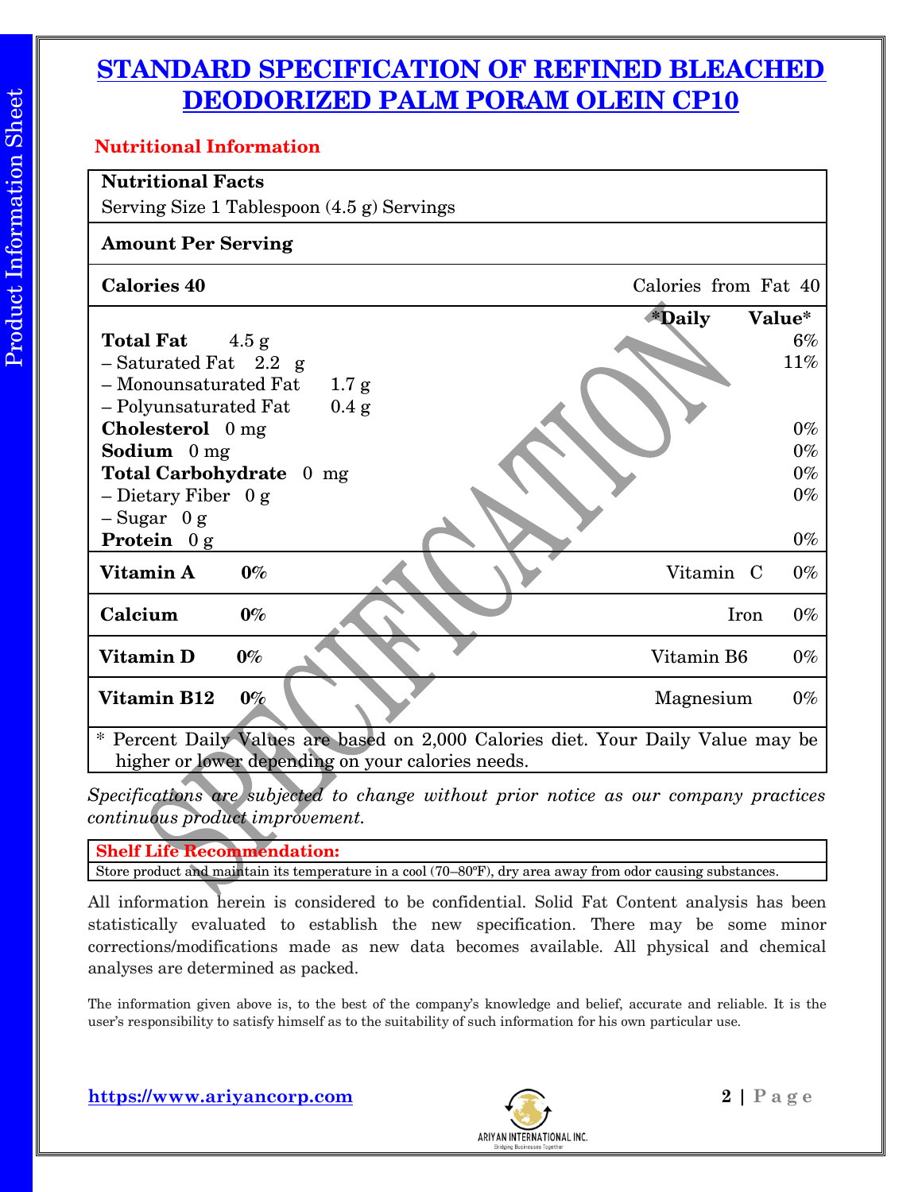# STANDARD SPECIFICATION OF REFINED BLEACHED DEODORIZED PALM PORAM OLEIN CP10

## Nutritional Information

| | |
|---|---|
| **Nutritional Facts**<br>Serving Size 1 Tablespoon (4.5 g) Servings | |
| **Amount Per Serving** | |
| **Calories 40** | Calories from Fat 40 |
| | *Daily Value* |
| **Total Fat** 4.5 g | 6% |
| – Saturated Fat 2.2 g | 11% |
| – Monounsaturated Fat 1.7 g | |
| – Polyunsaturated Fat 0.4 g | |
| **Cholesterol** 0 mg | 0% |
| **Sodium** 0 mg | 0% |
| **Total Carbohydrate** 0 mg | 0% |
| – Dietary Fiber 0 g | 0% |
| – Sugar 0 g | |
| **Protein** 0 g | 0% |
| **Vitamin A** 0% | Vitamin C 0% |
| **Calcium** 0% | Iron 0% |
| **Vitamin D** 0% | Vitamin B6 0% |
| **Vitamin B12** 0% | Magnesium 0% |
| * Percent Daily Values are based on 2,000 Calories diet. Your Daily Value may be higher or lower depending on your calories needs. | |

*Specifications are subjected to change without prior notice as our company practices continuous product improvement.*

| **Shelf Life Recommendation:** |
|---|
| Store product and maintain its temperature in a cool (70–80ºF), dry area away from odor causing substances. |

All information herein is considered to be confidential. Solid Fat Content analysis has been statistically evaluated to establish the new specification. There may be some minor corrections/modifications made as new data becomes available. All physical and chemical analyses are determined as packed.

The information given above is, to the best of the company's knowledge and belief, accurate and reliable. It is the user's responsibility to satisfy himself as to the suitability of such information for his own particular use.

https://www.ariyancorp.com

ARIYAN INTERNATIONAL INC.
Bridging Businesses Together